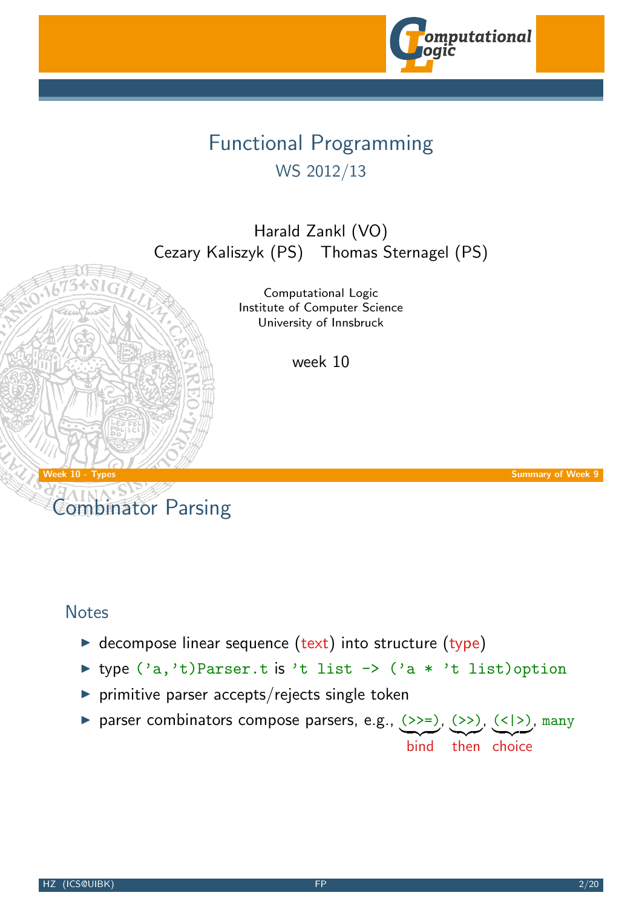# Functional Programming

## WS 2012/13

Harald Zankl (VO)
Cezary Kaliszyk (PS) Thomas Sternagel (PS)

Computational Logic
Institute of Computer Science
University of Innsbruck

week 10

## Combinator Parsing

### Notes

- decompose linear sequence (text) into structure (type)
- type `('a,'t)Parser.t` is `'t list -> ('a * 't list)option`
- primitive parser accepts/rejects single token
- parser combinators compose parsers, e.g., `(>>=)` (bind), `(>>)` (then), `(<|>)` (choice), `many`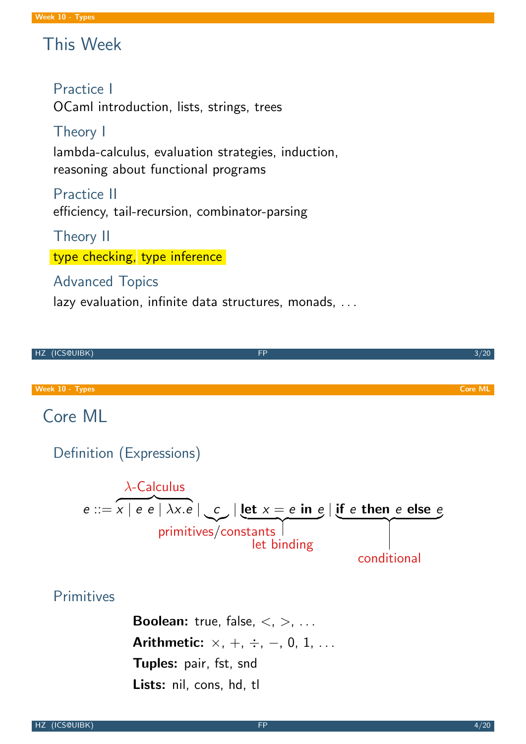# This Week

### Practice I

OCaml introduction, lists, strings, trees

### Theory I

lambda-calculus, evaluation strategies, induction, reasoning about functional programs

### Practice II

efficiency, tail-recursion, combinator-parsing

### Theory II

type checking, type inference

### Advanced Topics

lazy evaluation, infinite data structures, monads, ...

# Core ML

### Definition (Expressions)

$$e ::= \overbrace{x \mid e\ e \mid \lambda x.e}^{\lambda\text{-Calculus}} \mid \underbrace{c}_{\text{primitives/constants}} \mid \underbrace{\textbf{let}\ x = e\ \textbf{in}\ e}_{\text{let binding}} \mid \underbrace{\textbf{if}\ e\ \textbf{then}\ e\ \textbf{else}\ e}_{\text{conditional}}$$

### Primitives

**Boolean:** true, false, $<$, $>$, ...

**Arithmetic:** $\times$, $+$, $\div$, $-$, 0, 1, ...

**Tuples:** pair, fst, snd

**Lists:** nil, cons, hd, tl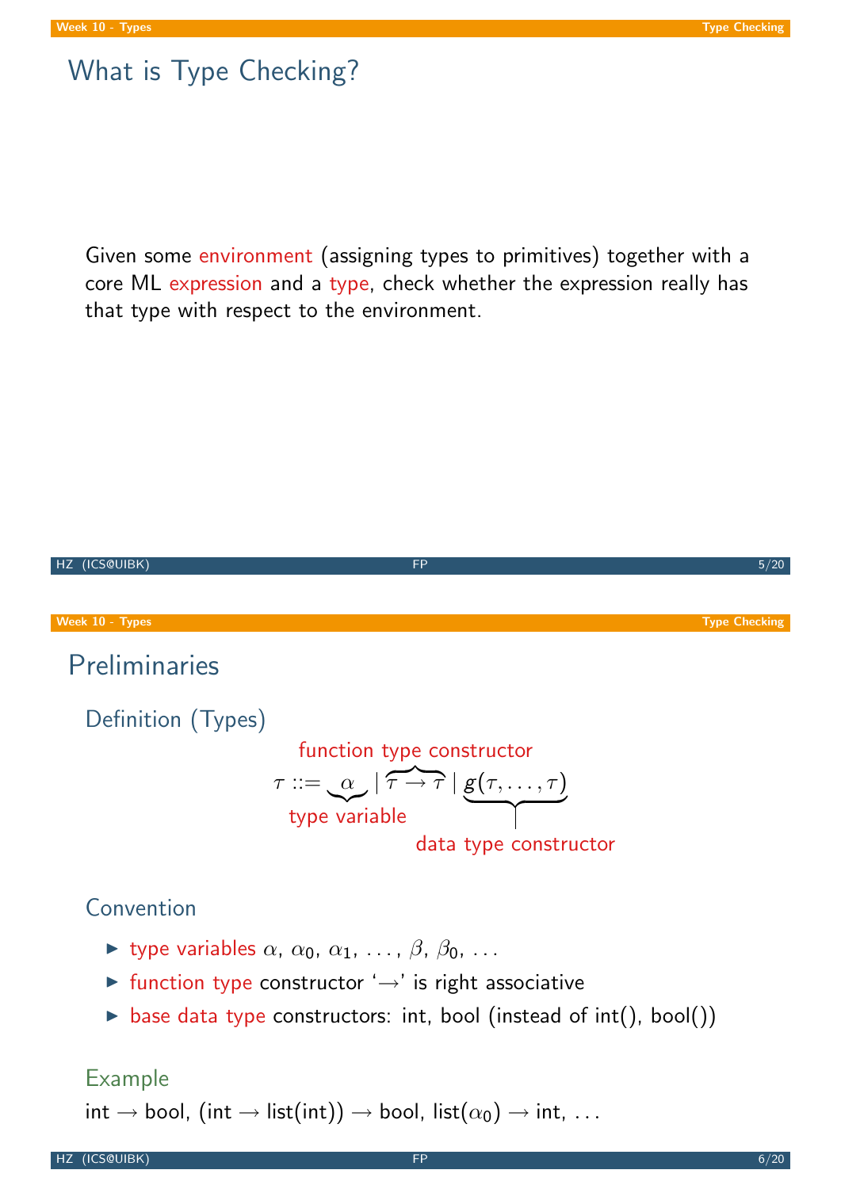# What is Type Checking?

Given some environment (assigning types to primitives) together with a core ML expression and a type, check whether the expression really has that type with respect to the environment.

# Preliminaries

## Definition (Types)

$$\tau ::= \underbrace{\alpha}_{\text{type variable}} \mid \overbrace{\tau \to \tau}^{\text{function type constructor}} \mid \underbrace{g(\tau, \ldots, \tau)}_{\text{data type constructor}}$$

## Convention

- type variables $\alpha$, $\alpha_0$, $\alpha_1$, ..., $\beta$, $\beta_0$, ...
- function type constructor '$\to$' is right associative
- base data type constructors: int, bool (instead of int(), bool())

## Example

int $\to$ bool, (int $\to$ list(int)) $\to$ bool, list($\alpha_0$) $\to$ int, ...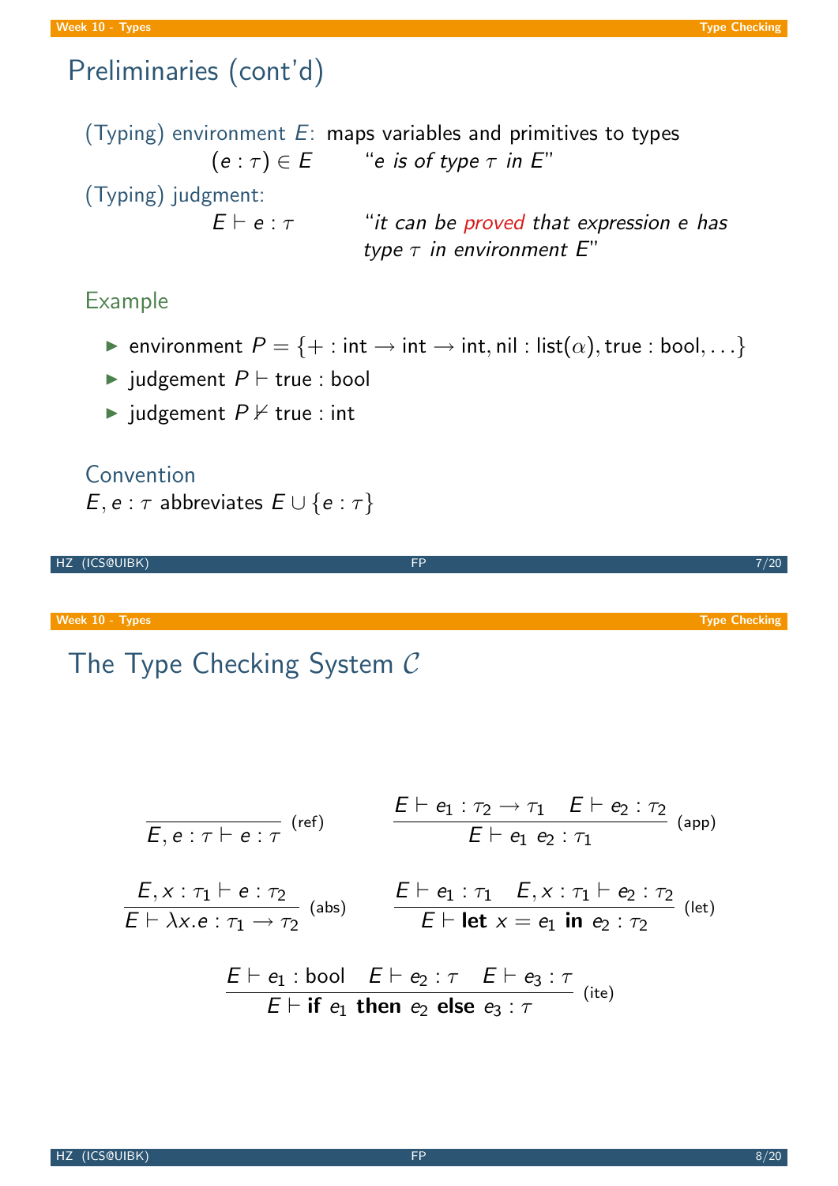## Preliminaries (cont'd)

(Typing) environment $E$: maps variables and primitives to types

$(e : \tau) \in E$ &nbsp;&nbsp;&nbsp; *"e is of type $\tau$ in E"*

(Typing) judgment:

$E \vdash e : \tau$ &nbsp;&nbsp;&nbsp; *"it can be proved that expression e has type $\tau$ in environment E"*

### Example

- environment $P = \{+ : \mathsf{int} \to \mathsf{int} \to \mathsf{int}, \mathsf{nil} : \mathsf{list}(\alpha), \mathsf{true} : \mathsf{bool}, \ldots\}$
- judgement $P \vdash \mathsf{true} : \mathsf{bool}$
- judgement $P \nvdash \mathsf{true} : \mathsf{int}$

### Convention

$E, e : \tau$ abbreviates $E \cup \{e : \tau\}$

## The Type Checking System $\mathcal{C}$

$$\frac{}{E, e : \tau \vdash e : \tau} \text{ (ref)} \qquad \frac{E \vdash e_1 : \tau_2 \to \tau_1 \quad E \vdash e_2 : \tau_2}{E \vdash e_1\ e_2 : \tau_1} \text{ (app)}$$

$$\frac{E, x : \tau_1 \vdash e : \tau_2}{E \vdash \lambda x.e : \tau_1 \to \tau_2} \text{ (abs)} \qquad \frac{E \vdash e_1 : \tau_1 \quad E, x : \tau_1 \vdash e_2 : \tau_2}{E \vdash \mathbf{let}\ x = e_1\ \mathbf{in}\ e_2 : \tau_2} \text{ (let)}$$

$$\frac{E \vdash e_1 : \mathsf{bool} \quad E \vdash e_2 : \tau \quad E \vdash e_3 : \tau}{E \vdash \mathbf{if}\ e_1\ \mathbf{then}\ e_2\ \mathbf{else}\ e_3 : \tau} \text{ (ite)}$$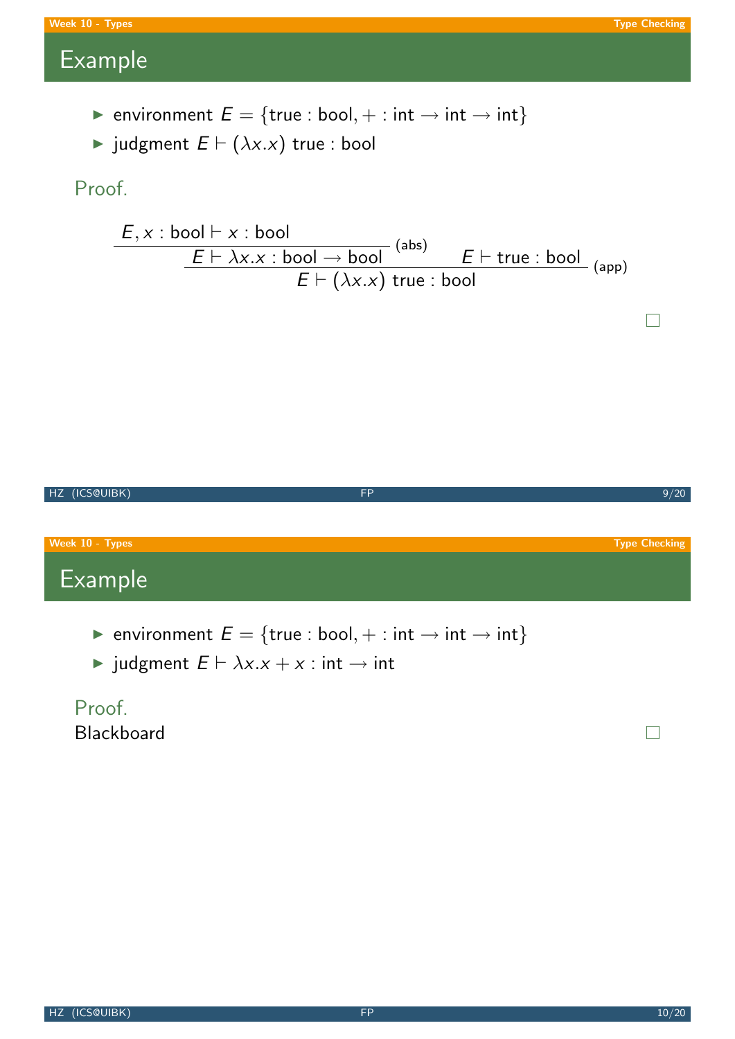## Example

- environment $E = \{\text{true} : \text{bool}, + : \text{int} \to \text{int} \to \text{int}\}$
- judgment $E \vdash (\lambda x.x)\ \text{true} : \text{bool}$

### Proof.

$$
\dfrac{\dfrac{E, x : \text{bool} \vdash x : \text{bool}}{E \vdash \lambda x.x : \text{bool} \to \text{bool}}\ (\text{abs}) \qquad E \vdash \text{true} : \text{bool}}{E \vdash (\lambda x.x)\ \text{true} : \text{bool}}\ (\text{app})
$$

□

## Example

- environment $E = \{\text{true} : \text{bool}, + : \text{int} \to \text{int} \to \text{int}\}$
- judgment $E \vdash \lambda x.x + x : \text{int} \to \text{int}$

### Proof.

Blackboard □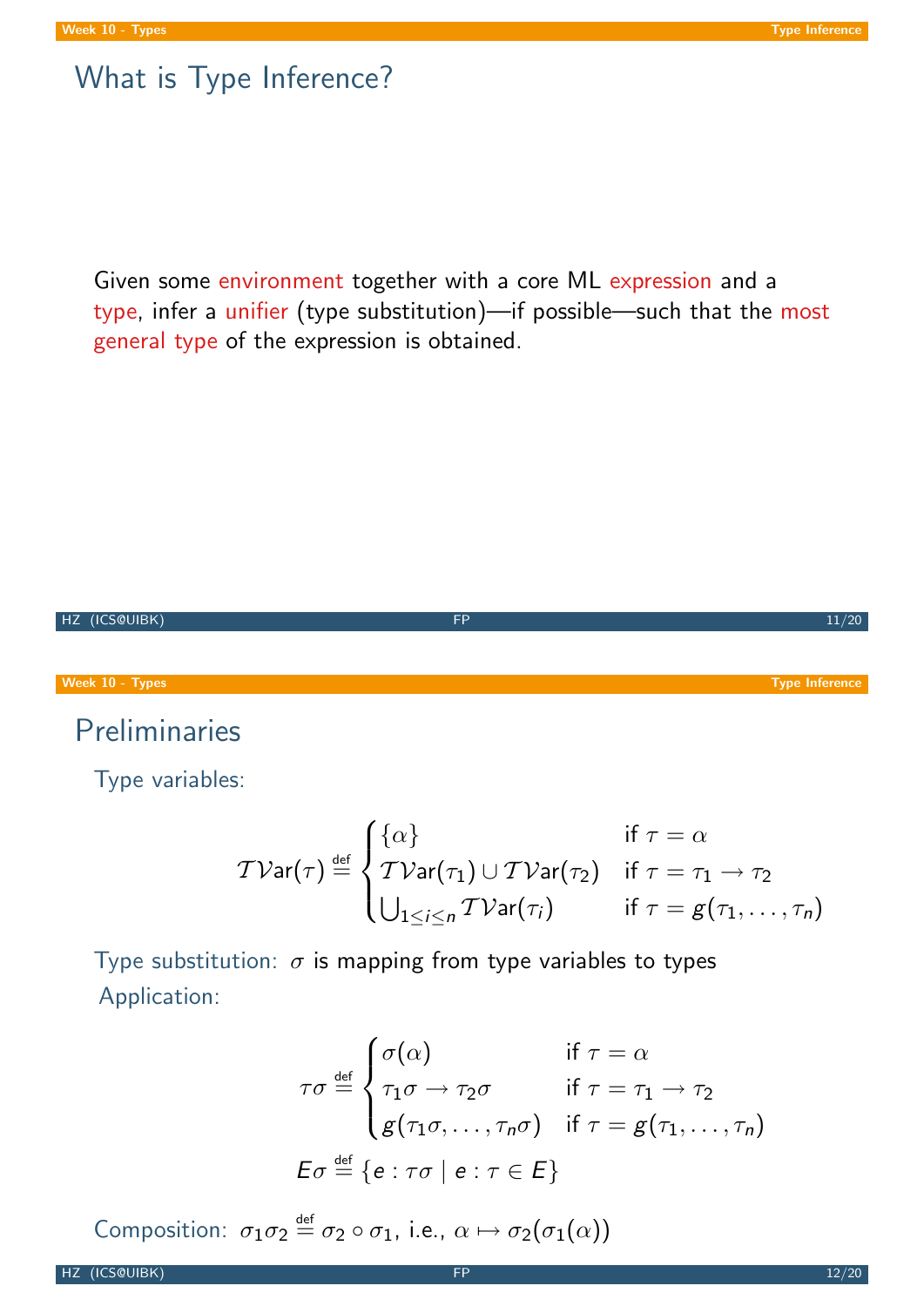# What is Type Inference?

Given some environment together with a core ML expression and a type, infer a unifier (type substitution)—if possible—such that the most general type of the expression is obtained.

# Preliminaries

Type variables:

$$\mathcal{TV}\mathsf{ar}(\tau) \stackrel{\text{def}}{=} \begin{cases} \{\alpha\} & \text{if } \tau = \alpha \\ \mathcal{TV}\mathsf{ar}(\tau_1) \cup \mathcal{TV}\mathsf{ar}(\tau_2) & \text{if } \tau = \tau_1 \to \tau_2 \\ \bigcup_{1 \leq i \leq n} \mathcal{TV}\mathsf{ar}(\tau_i) & \text{if } \tau = g(\tau_1, \ldots, \tau_n) \end{cases}$$

Type substitution: $\sigma$ is mapping from type variables to types

Application:

$$\tau\sigma \stackrel{\text{def}}{=} \begin{cases} \sigma(\alpha) & \text{if } \tau = \alpha \\ \tau_1\sigma \to \tau_2\sigma & \text{if } \tau = \tau_1 \to \tau_2 \\ g(\tau_1\sigma, \ldots, \tau_n\sigma) & \text{if } \tau = g(\tau_1, \ldots, \tau_n) \end{cases}$$

$$E\sigma \stackrel{\text{def}}{=} \{e : \tau\sigma \mid e : \tau \in E\}$$

Composition: $\sigma_1\sigma_2 \stackrel{\text{def}}{=} \sigma_2 \circ \sigma_1$, i.e., $\alpha \mapsto \sigma_2(\sigma_1(\alpha))$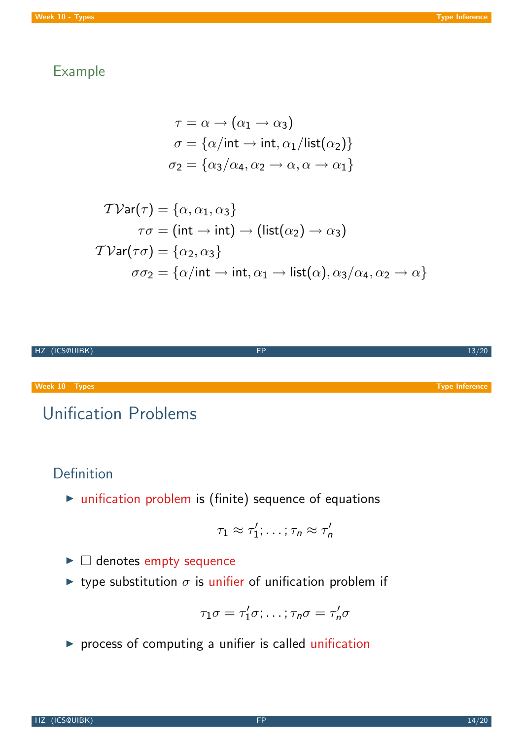## Example

$$
\begin{aligned}
\tau &= \alpha \to (\alpha_1 \to \alpha_3) \\
\sigma &= \{\alpha/\mathsf{int} \to \mathsf{int}, \alpha_1/\mathsf{list}(\alpha_2)\} \\
\sigma_2 &= \{\alpha_3/\alpha_4, \alpha_2 \to \alpha, \alpha \to \alpha_1\}
\end{aligned}
$$

$$
\begin{aligned}
\mathcal{TV}\mathsf{ar}(\tau) &= \{\alpha, \alpha_1, \alpha_3\} \\
\tau\sigma &= (\mathsf{int} \to \mathsf{int}) \to (\mathsf{list}(\alpha_2) \to \alpha_3) \\
\mathcal{TV}\mathsf{ar}(\tau\sigma) &= \{\alpha_2, \alpha_3\} \\
\sigma\sigma_2 &= \{\alpha/\mathsf{int} \to \mathsf{int}, \alpha_1 \to \mathsf{list}(\alpha), \alpha_3/\alpha_4, \alpha_2 \to \alpha\}
\end{aligned}
$$

# Unification Problems

## Definition

- unification problem is (finite) sequence of equations

$$\tau_1 \approx \tau_1'; \ldots; \tau_n \approx \tau_n'$$

- $\square$ denotes empty sequence
- type substitution $\sigma$ is unifier of unification problem if

$$\tau_1\sigma = \tau_1'\sigma; \ldots; \tau_n\sigma = \tau_n'\sigma$$

- process of computing a unifier is called unification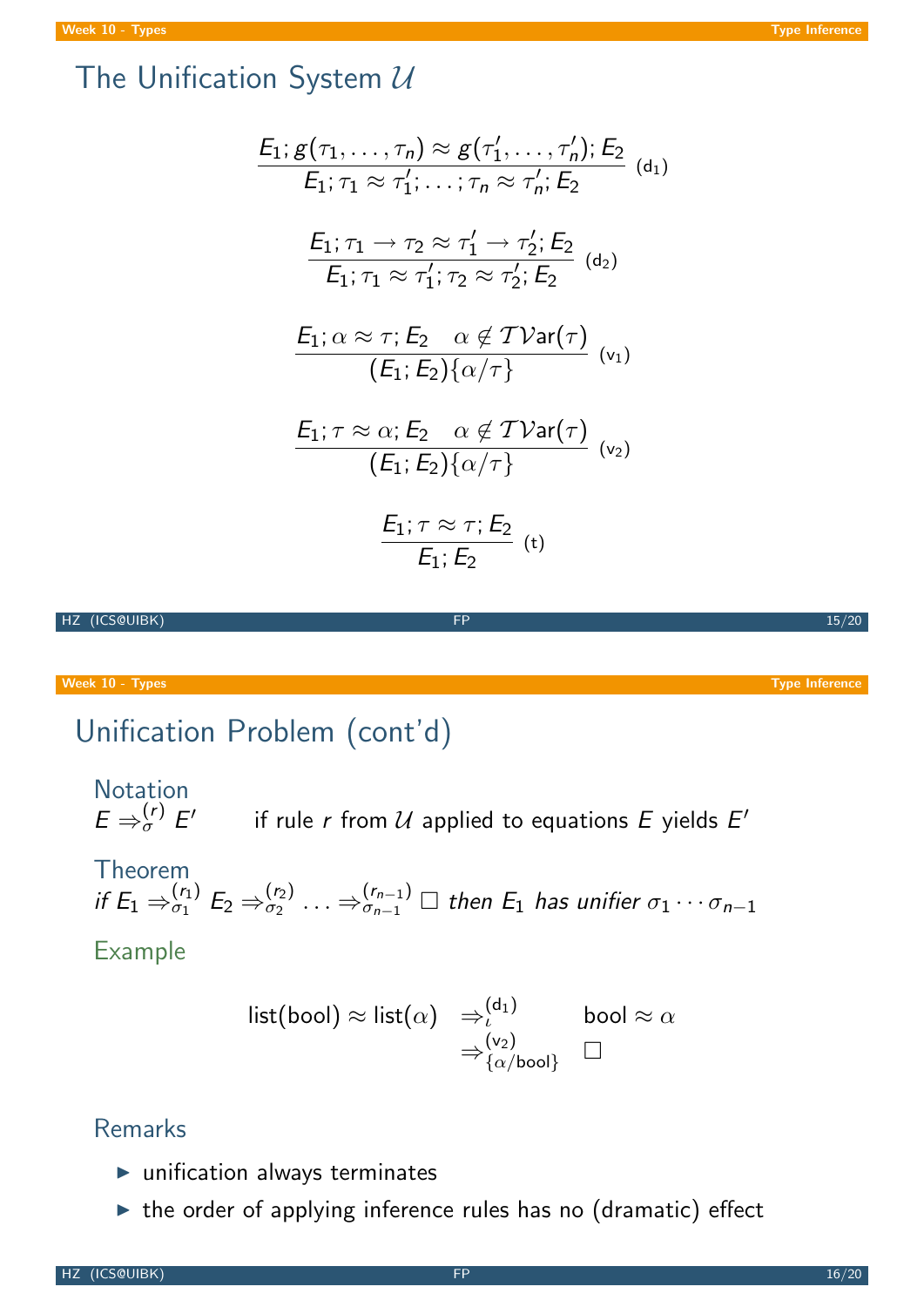# The Unification System $\mathcal{U}$

$$\frac{E_1; g(\tau_1, \ldots, \tau_n) \approx g(\tau_1', \ldots, \tau_n'); E_2}{E_1; \tau_1 \approx \tau_1'; \ldots; \tau_n \approx \tau_n'; E_2} \ (\mathsf{d}_1)$$

$$\frac{E_1; \tau_1 \to \tau_2 \approx \tau_1' \to \tau_2'; E_2}{E_1; \tau_1 \approx \tau_1'; \tau_2 \approx \tau_2'; E_2} \ (\mathsf{d}_2)$$

$$\frac{E_1; \alpha \approx \tau; E_2 \quad \alpha \notin \mathcal{TV}\mathsf{ar}(\tau)}{(E_1; E_2)\{\alpha/\tau\}} \ (\mathsf{v}_1)$$

$$\frac{E_1; \tau \approx \alpha; E_2 \quad \alpha \notin \mathcal{TV}\mathsf{ar}(\tau)}{(E_1; E_2)\{\alpha/\tau\}} \ (\mathsf{v}_2)$$

$$\frac{E_1; \tau \approx \tau; E_2}{E_1; E_2} \ (\mathsf{t})$$

# Unification Problem (cont'd)

## Notation

$E \Rightarrow_{\sigma}^{(r)} E'$ if rule $r$ from $\mathcal{U}$ applied to equations $E$ yields $E'$

## Theorem

*if* $E_1 \Rightarrow_{\sigma_1}^{(r_1)} E_2 \Rightarrow_{\sigma_2}^{(r_2)} \ldots \Rightarrow_{\sigma_{n-1}}^{(r_{n-1})} \square$ *then* $E_1$ *has unifier* $\sigma_1 \cdots \sigma_{n-1}$

## Example

$$\begin{aligned} \mathsf{list}(\mathsf{bool}) \approx \mathsf{list}(\alpha) \quad &\Rightarrow_{\iota}^{(\mathsf{d}_1)} \quad \mathsf{bool} \approx \alpha \\ &\Rightarrow_{\{\alpha/\mathsf{bool}\}}^{(\mathsf{v}_2)} \quad \square \end{aligned}$$

## Remarks

- unification always terminates
- the order of applying inference rules has no (dramatic) effect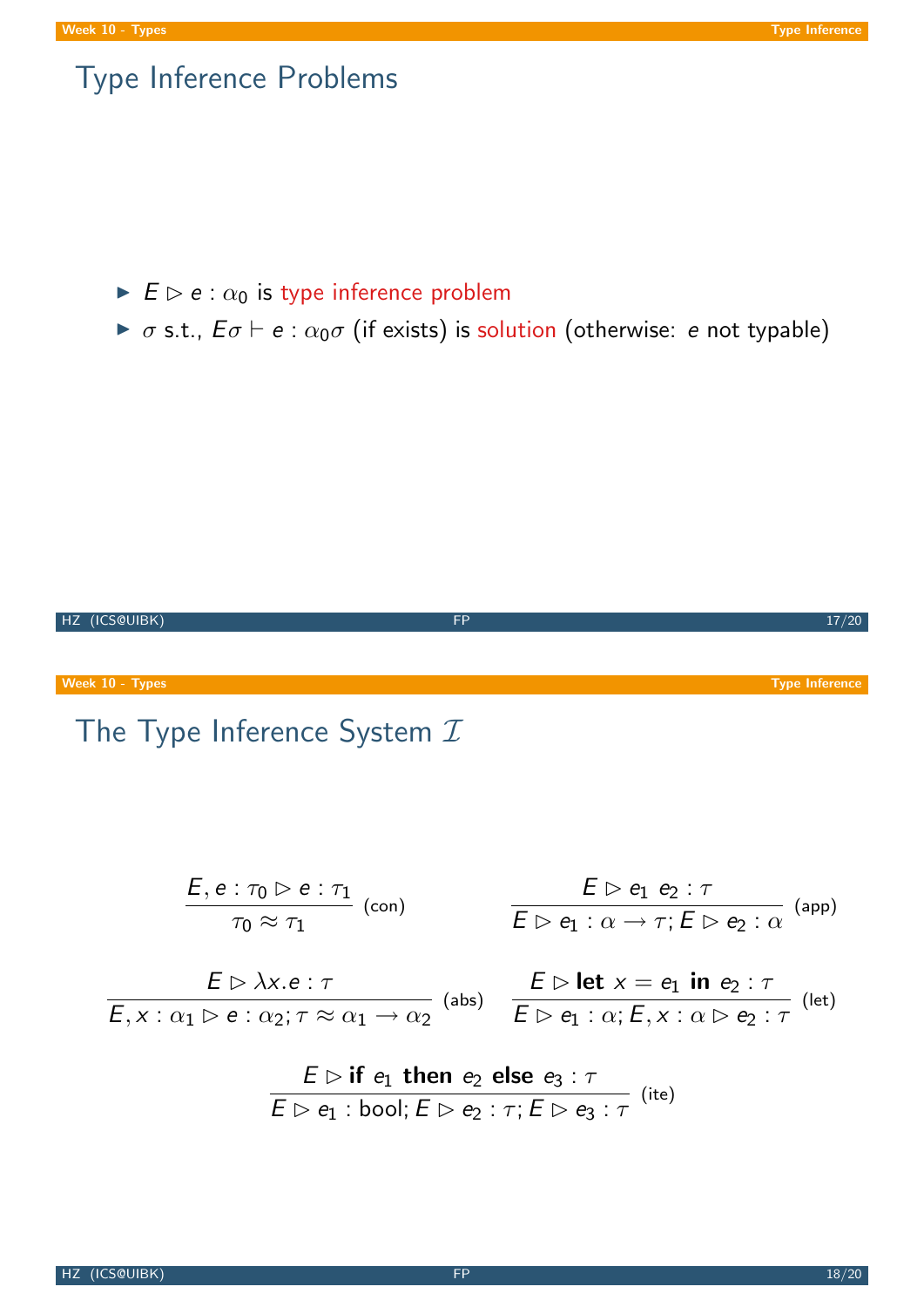# Type Inference Problems

- $E \rhd e : \alpha_0$ is type inference problem
- $\sigma$ s.t., $E\sigma \vdash e : \alpha_0\sigma$ (if exists) is solution (otherwise: $e$ not typable)

# The Type Inference System $\mathcal{I}$

$$\frac{E, e : \tau_0 \rhd e : \tau_1}{\tau_0 \approx \tau_1}\ (\text{con}) \qquad \frac{E \rhd e_1\ e_2 : \tau}{E \rhd e_1 : \alpha \to \tau; E \rhd e_2 : \alpha}\ (\text{app})$$

$$\frac{E \rhd \lambda x.e : \tau}{E, x : \alpha_1 \rhd e : \alpha_2; \tau \approx \alpha_1 \to \alpha_2}\ (\text{abs}) \qquad \frac{E \rhd \textbf{let}\ x = e_1\ \textbf{in}\ e_2 : \tau}{E \rhd e_1 : \alpha; E, x : \alpha \rhd e_2 : \tau}\ (\text{let})$$

$$\frac{E \rhd \textbf{if}\ e_1\ \textbf{then}\ e_2\ \textbf{else}\ e_3 : \tau}{E \rhd e_1 : \text{bool}; E \rhd e_2 : \tau; E \rhd e_3 : \tau}\ (\text{ite})$$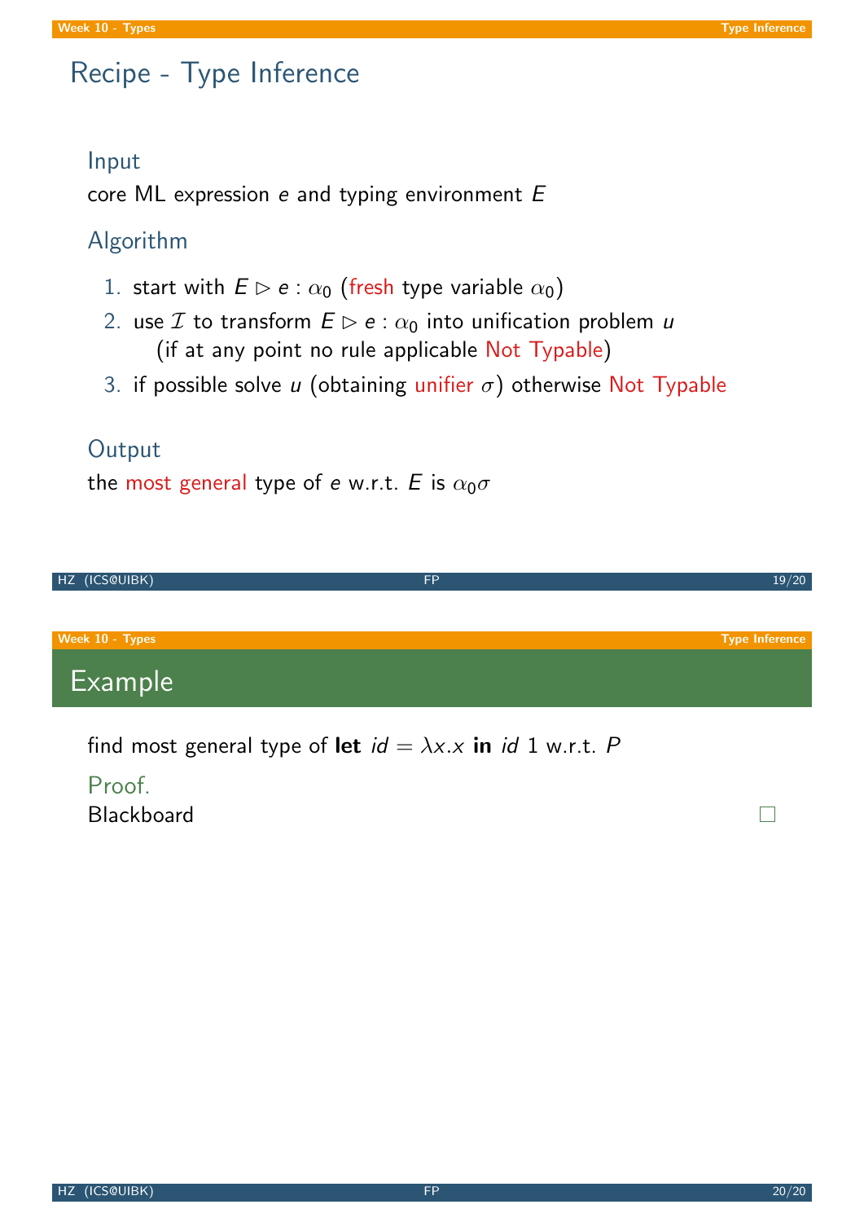# Recipe - Type Inference

## Input

core ML expression $e$ and typing environment $E$

## Algorithm

1. start with $E \rhd e : \alpha_0$ (fresh type variable $\alpha_0$)
2. use $\mathcal{I}$ to transform $E \rhd e : \alpha_0$ into unification problem $u$
   (if at any point no rule applicable Not Typable)
3. if possible solve $u$ (obtaining unifier $\sigma$) otherwise Not Typable

## Output

the most general type of $e$ w.r.t. $E$ is $\alpha_0\sigma$

# Example

find most general type of **let** $id = \lambda x.x$ **in** $id$ 1 w.r.t. $P$

*Proof.*
Blackboard □